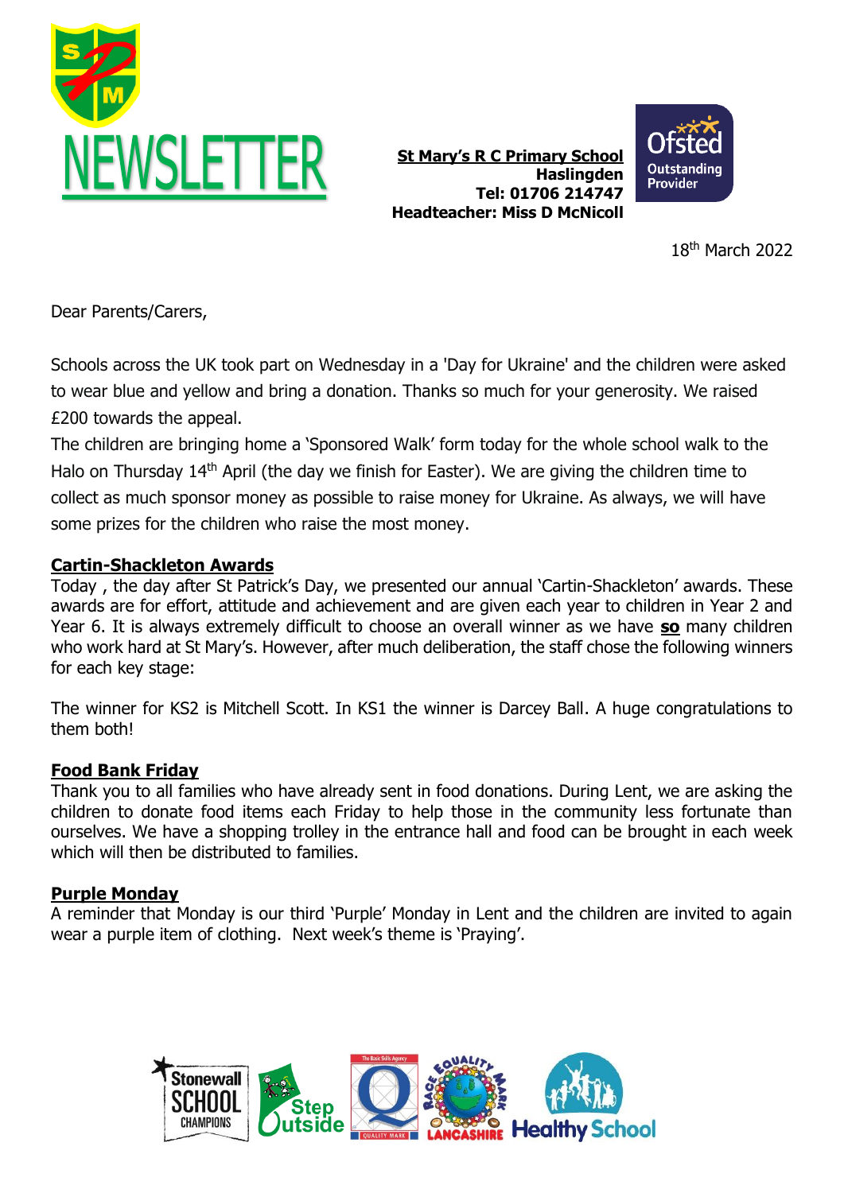# NEWSLETTER

**St Mary's R C Primary School**
**Haslingden**
**Tel: 01706 214747**
**Headteacher: Miss D McNicoll**

18th March 2022

Dear Parents/Carers,

Schools across the UK took part on Wednesday in a 'Day for Ukraine' and the children were asked to wear blue and yellow and bring a donation. Thanks so much for your generosity. We raised £200 towards the appeal.

The children are bringing home a 'Sponsored Walk' form today for the whole school walk to the Halo on Thursday 14th April (the day we finish for Easter). We are giving the children time to collect as much sponsor money as possible to raise money for Ukraine. As always, we will have some prizes for the children who raise the most money.

## Cartin-Shackleton Awards

Today , the day after St Patrick's Day, we presented our annual 'Cartin-Shackleton' awards. These awards are for effort, attitude and achievement and are given each year to children in Year 2 and Year 6. It is always extremely difficult to choose an overall winner as we have **so** many children who work hard at St Mary's. However, after much deliberation, the staff chose the following winners for each key stage:

The winner for KS2 is Mitchell Scott. In KS1 the winner is Darcey Ball. A huge congratulations to them both!

## Food Bank Friday

Thank you to all families who have already sent in food donations. During Lent, we are asking the children to donate food items each Friday to help those in the community less fortunate than ourselves. We have a shopping trolley in the entrance hall and food can be brought in each week which will then be distributed to families.

## Purple Monday

A reminder that Monday is our third 'Purple' Monday in Lent and the children are invited to again wear a purple item of clothing. Next week's theme is 'Praying'.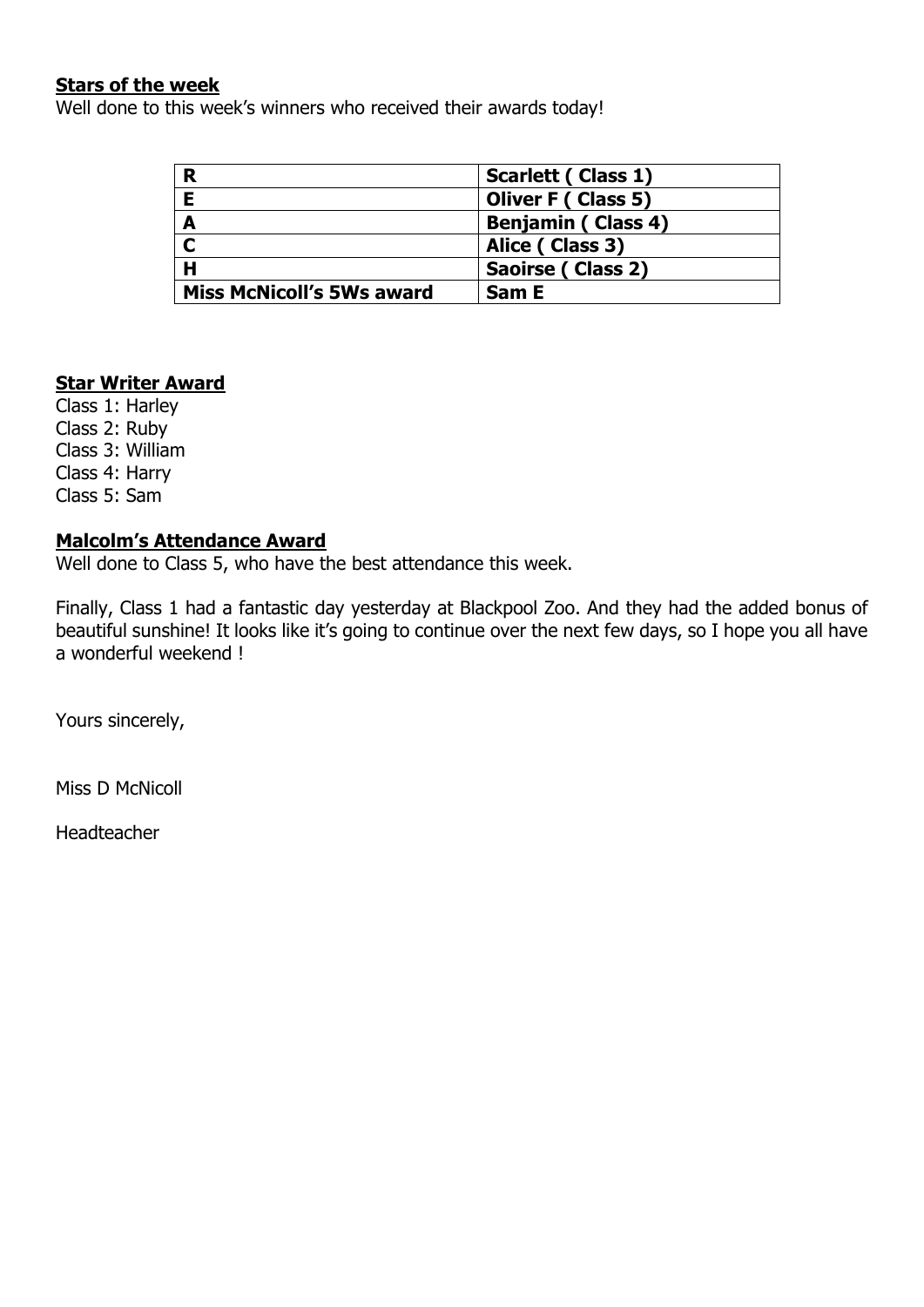**Stars of the week**

Well done to this week's winners who received their awards today!

| | |
|---|---|
| **R** | **Scarlett ( Class 1)** |
| **E** | **Oliver F ( Class 5)** |
| **A** | **Benjamin ( Class 4)** |
| **C** | **Alice ( Class 3)** |
| **H** | **Saoirse ( Class 2)** |
| **Miss McNicoll's 5Ws award** | **Sam E** |

**Star Writer Award**

Class 1: Harley
Class 2: Ruby
Class 3: William
Class 4: Harry
Class 5: Sam

**Malcolm's Attendance Award**

Well done to Class 5, who have the best attendance this week.

Finally, Class 1 had a fantastic day yesterday at Blackpool Zoo. And they had the added bonus of beautiful sunshine! It looks like it's going to continue over the next few days, so I hope you all have a wonderful weekend !

Yours sincerely,

Miss D McNicoll

Headteacher